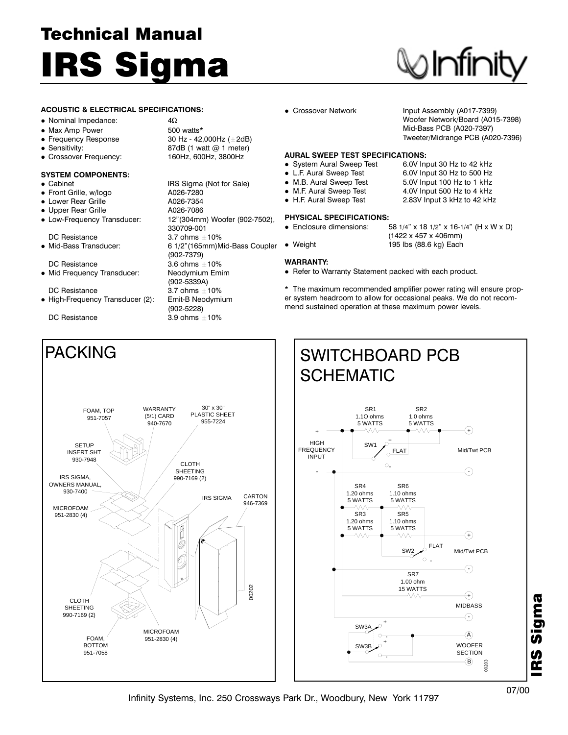# Technical Manual

# IRS Sigma

Infinity

### ACOUSTIC & ELECTRICAL SPECIFICATIONS:

- Nominal Impedance: 4Ω
- Max Amp Power 500 watts*
- Frequency Response 30 Hz - 42,000Hz (±2dB)
- Sensitivity: 87dB (1 watt @ 1 meter)
- Crossover Frequency: 160Hz, 600Hz, 3800Hz

### SYSTEM COMPONENTS:

- Cabinet: IRS Sigma (Not for Sale)
- Front Grille, w/logo: A026-7280
- Lower Rear Grille: A026-7354
- Upper Rear Grille: A026-7086
- Low-Frequency Transducer: 12"(304mm) Woofer (902-7502), 330709-001
  - DC Resistance: 3.7 ohms ±10%
- Mid-Bass Transducer: 6 1/2"(165mm)Mid-Bass Coupler (902-7379)
  - DC Resistance: 3.6 ohms ±10%
- Mid Frequency Transducer: Neodymium Emim (902-5339A)
  - DC Resistance: 3.7 ohms ±10%
- High-Frequency Transducer (2): Emit-B Neodymium (902-5228)
  - DC Resistance: 3.9 ohms ±10%
- Crossover Network: Input Assembly (A017-7399), Woofer Network/Board (A015-7398), Mid-Bass PCB (A020-7397), Tweeter/Midrange PCB (A020-7396)

### AURAL SWEEP TEST SPECIFICATIONS:

- System Aural Sweep Test: 6.0V Input 30 Hz to 42 kHz
- L.F. Aural Sweep Test: 6.0V Input 30 Hz to 500 Hz
- M.B. Aural Sweep Test: 5.0V Input 100 Hz to 1 kHz
- M.F. Aural Sweep Test: 4.0V Input 500 Hz to 4 kHz
- H.F. Aural Sweep Test: 2.83V Input 3 kHz to 42 kHz

### PHYSICAL SPECIFICATIONS:

- Enclosure dimensions: 58 1/4" x 18 1/2" x 16-1/4" (H x W x D) (1422 x 457 x 406mm)
- Weight: 195 lbs (88.6 kg) Each

### WARRANTY:

- Refer to Warranty Statement packed with each product.

\* The maximum recommended amplifier power rating will ensure proper system headroom to allow for occasional peaks. We do not recommend sustained operation at these maximum power levels.

## PACKING

FOAM, TOP 951-7057
WARRANTY (5/1) CARD 940-7670
30" x 30" PLASTIC SHEET 955-7224
SETUP INSERT SHT 930-7948
CLOTH SHEETING 990-7169 (2)
IRS SIGMA, OWNERS MANUAL, 930-7400
IRS SIGMA
CARTON 946-7369
MICROFOAM 951-2830 (4)
CLOTH SHEETING 990-7169 (2)
MICROFOAM 951-2830 (4)
FOAM, BOTTOM 951-7058
00202

## SWITCHBOARD PCB SCHEMATIC

SR1 1.1O ohms 5 WATTS
SR2 1.0 ohms 5 WATTS
HIGH FREQUENCY INPUT
SW1 FLAT
Mid/Twt PCB
SR4 1.20 ohms 5 WATTS
SR6 1.10 ohms 5 WATTS
SR3 1.20 ohms 5 WATTS
SR5 1.10 ohms 5 WATTS
SW2 FLAT
Mid/Twt PCB
SR7 1.00 ohm 15 WATTS
MIDBASS
SW3A
SW3B
WOOFER SECTION
00203

Infinity Systems, Inc. 250 Crossways Park Dr., Woodbury, New York 11797

07/00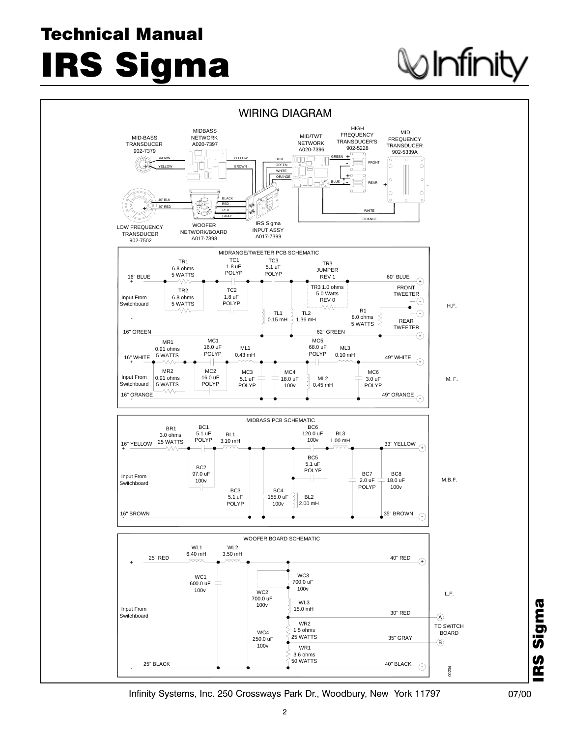# Technical Manual

# IRS Sigma

## WIRING DIAGRAM

MIDBASS NETWORK A020-7397

MID-BASS TRANSDUCER 902-7379

MID/TWT NETWORK A020-7396

HIGH FREQUENCY TRANSDUCER'S 902-5228

MID FREQUENCY TRANSDUCER 902-5339A

BROWN, YELLOW, YELLOW, BROWN, BLUE, GREEN, WHITE, ORANGE, GREEN, BLUE, FRONT, REAR

40" BLK, 40" RED, BLACK, RED, RED, GRAY, WHITE, ORANGE

LOW FREQUENCY TRANSDUCER 902-7502

WOOFER NETWORK/BOARD A017-7398

IRS Sigma INPUT ASSY A017-7399

### MIDRANGE/TWEETER PCB SCHEMATIC

H.F.:
- 16" BLUE (+), Input From Switchboard, 16" GREEN (-)
- TR1 6.8 ohms 5 WATTS
- TR2 6.8 ohms 5 WATTS
- TC1 1.8 uF POLYP
- TC2 1.8 uF POLYP
- TC3 5.1 uF POLYP
- TL1 0.15 mH
- TL2 1.36 mH
- TR3 JUMPER REV 1
- TR3 1.0 ohms 5.0 Watts REV 0
- R1 8.0 ohms 5 WATTS
- 60" BLUE (+) FRONT TWEETER (-)
- REAR TWEETER (-), 62" GREEN (+)

M. F.:
- 16" WHITE (+), Input From Switchboard, 16" ORANGE (-)
- MR1 0.91 ohms 5 WATTS
- MR2 0.91 ohms 5 WATTS
- MC1 16.0 uF POLYP
- MC2 16.0 uF POLYP
- ML1 0.43 mH
- MC3 5.1 uF POLYP
- MC4 18.0 uF 100v
- MC5 68.0 uF POLYP
- ML2 0.45 mH
- ML3 0.10 mH
- MC6 3.0 uF POLYP
- 49" WHITE (+), 49" ORANGE (-)

### MIDBASS PCB SCHEMATIC

M.B.F.:
- 16" YELLOW (+), Input From Switchboard, 16" BROWN (-)
- BR1 3.0 ohms 25 WATTS
- BC1 5.1 uF POLYP
- BC2 97.0 uF 100v
- BL1 3.10 mH
- BC3 5.1 uF POLYP
- BC4 155.0 uF 100v
- BC5 5.1 uF POLYP
- BC6 120.0 uF 100v
- BL2 2.00 mH
- BL3 1.00 mH
- BC7 2.0 uF POLYP
- BC8 18.0 uF 100v
- 33" YELLOW (+), 35" BROWN (-)

### WOOFER BOARD SCHEMATIC

L.F.:
- 25" RED (+), Input From Switchboard, 25" BLACK (-)
- WL1 6.40 mH
- WL2 3.50 mH
- WC1 600.0 uF 100v
- WC2 700.0 uF 100v
- WC3 700.0 uF 100v
- WC4 250.0 uF 100v
- WL3 15.0 mH
- WR2 1.5 ohms 25 WATTS
- WR1 3.6 ohms 50 WATTS
- 40" RED (+), 40" BLACK (-)
- 30" RED (A), 35" GRAY (B) TO SWITCH BOARD

00204

Infinity Systems, Inc. 250 Crossways Park Dr., Woodbury, New York 11797 07/00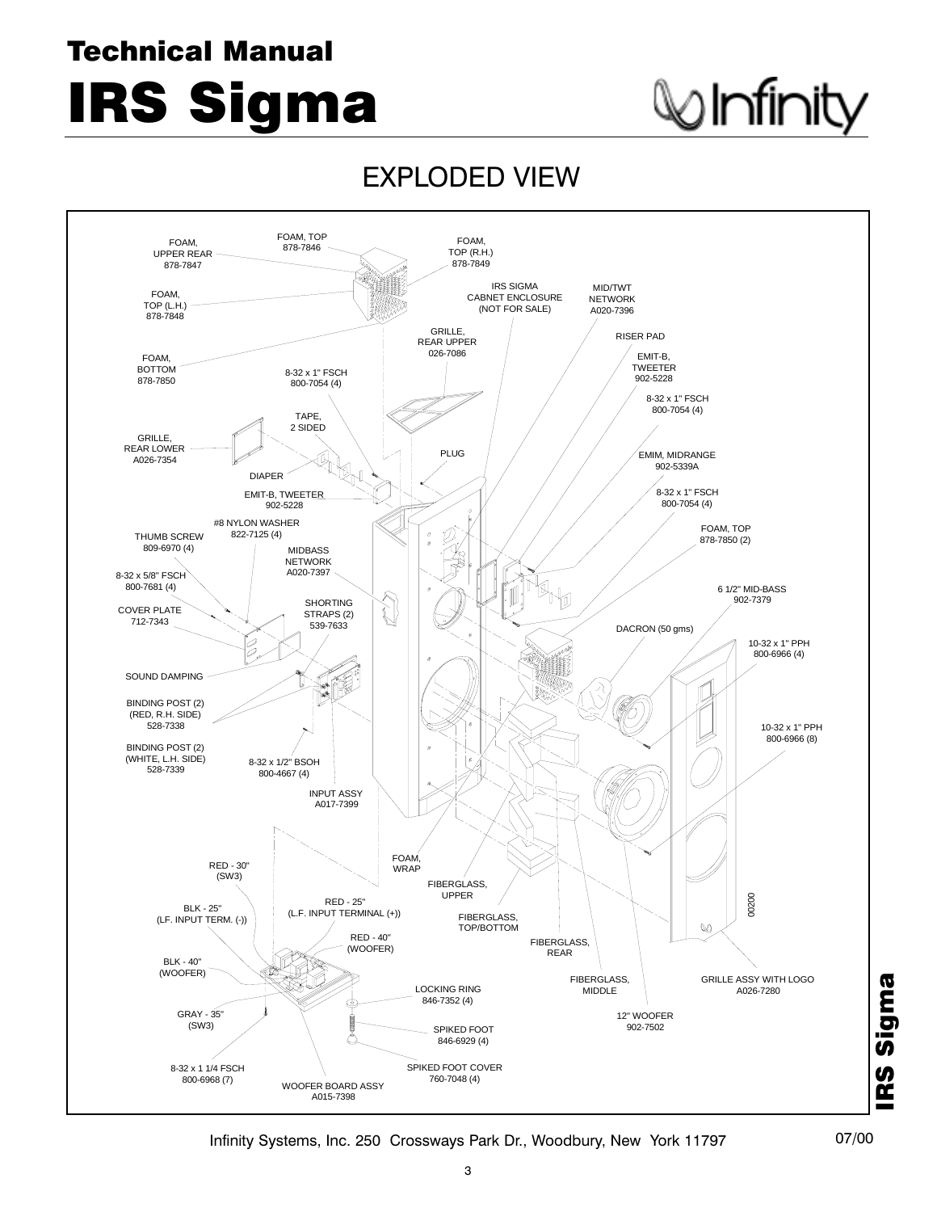# Technical Manual

# IRS Sigma

## EXPLODED VIEW

FOAM, UPPER REAR
878-7847

FOAM, TOP
878-7846

FOAM, TOP (R.H.)
878-7849

FOAM, TOP (L.H.)
878-7848

IRS SIGMA CABNET ENCLOSURE (NOT FOR SALE)

MID/TWT NETWORK
A020-7396

GRILLE, REAR UPPER
026-7086

RISER PAD

FOAM, BOTTOM
878-7850

8-32 x 1" FSCH
800-7054 (4)

EMIT-B, TWEETER
902-5228

8-32 x 1" FSCH
800-7054 (4)

TAPE, 2 SIDED

GRILLE, REAR LOWER
A026-7354

PLUG

EMIM, MIDRANGE
902-5339A

DIAPER

EMIT-B, TWEETER
902-5228

8-32 x 1" FSCH
800-7054 (4)

#8 NYLON WASHER
822-7125 (4)

FOAM, TOP
878-7850 (2)

THUMB SCREW
809-6970 (4)

MIDBASS NETWORK
A020-7397

8-32 x 5/8" FSCH
800-7681 (4)

6 1/2" MID-BASS
902-7379

COVER PLATE
712-7343

SHORTING STRAPS (2)
539-7633

DACRON (50 gms)

10-32 x 1" PPH
800-6966 (4)

SOUND DAMPING

BINDING POST (2) (RED, R.H. SIDE)
528-7338

10-32 x 1" PPH
800-6966 (8)

BINDING POST (2) (WHITE, L.H. SIDE)
528-7339

8-32 x 1/2" BSOH
800-4667 (4)

INPUT ASSY
A017-7399

FOAM, WRAP

RED - 30" (SW3)

FIBERGLASS, UPPER

00200

BLK - 25" (LF. INPUT TERM. (-))

RED - 25" (L.F. INPUT TERMINAL (+))

FIBERGLASS, TOP/BOTTOM

RED - 40" (WOOFER)

FIBERGLASS, REAR

BLK - 40" (WOOFER)

FIBERGLASS, MIDDLE

GRILLE ASSY WITH LOGO
A026-7280

LOCKING RING
846-7352 (4)

GRAY - 35" (SW3)

12" WOOFER
902-7502

SPIKED FOOT
846-6929 (4)

SPIKED FOOT COVER
760-7048 (4)

8-32 x 1 1/4 FSCH
800-6968 (7)

WOOFER BOARD ASSY
A015-7398

Infinity Systems, Inc. 250 Crossways Park Dr., Woodbury, New York 11797

07/00